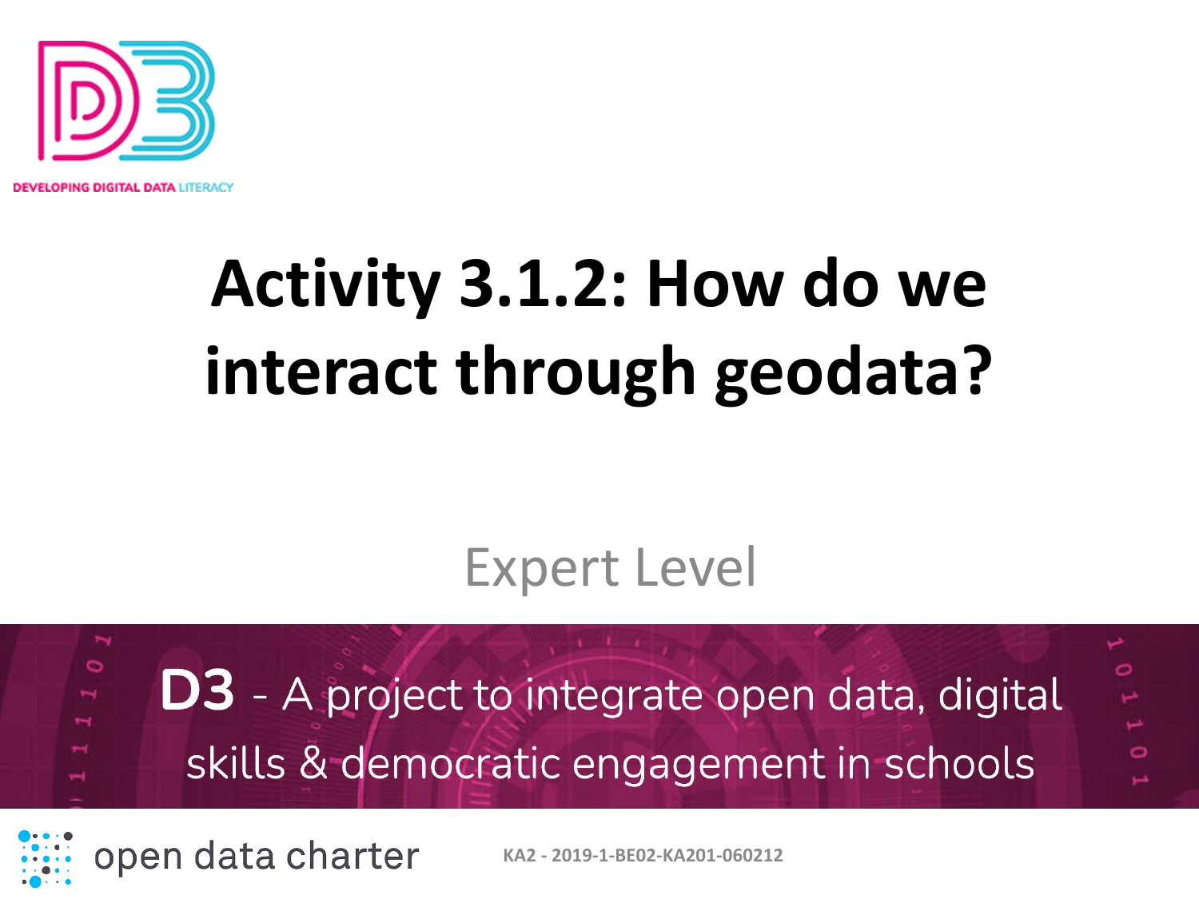DEVELOPING DIGITAL DATA LITERACY

# Activity 3.1.2: How do we interact through geodata?

Expert Level

**D3** - A project to integrate open data, digital skills & democratic engagement in schools

open data charter

KA2 - 2019-1-BE02-KA201-060212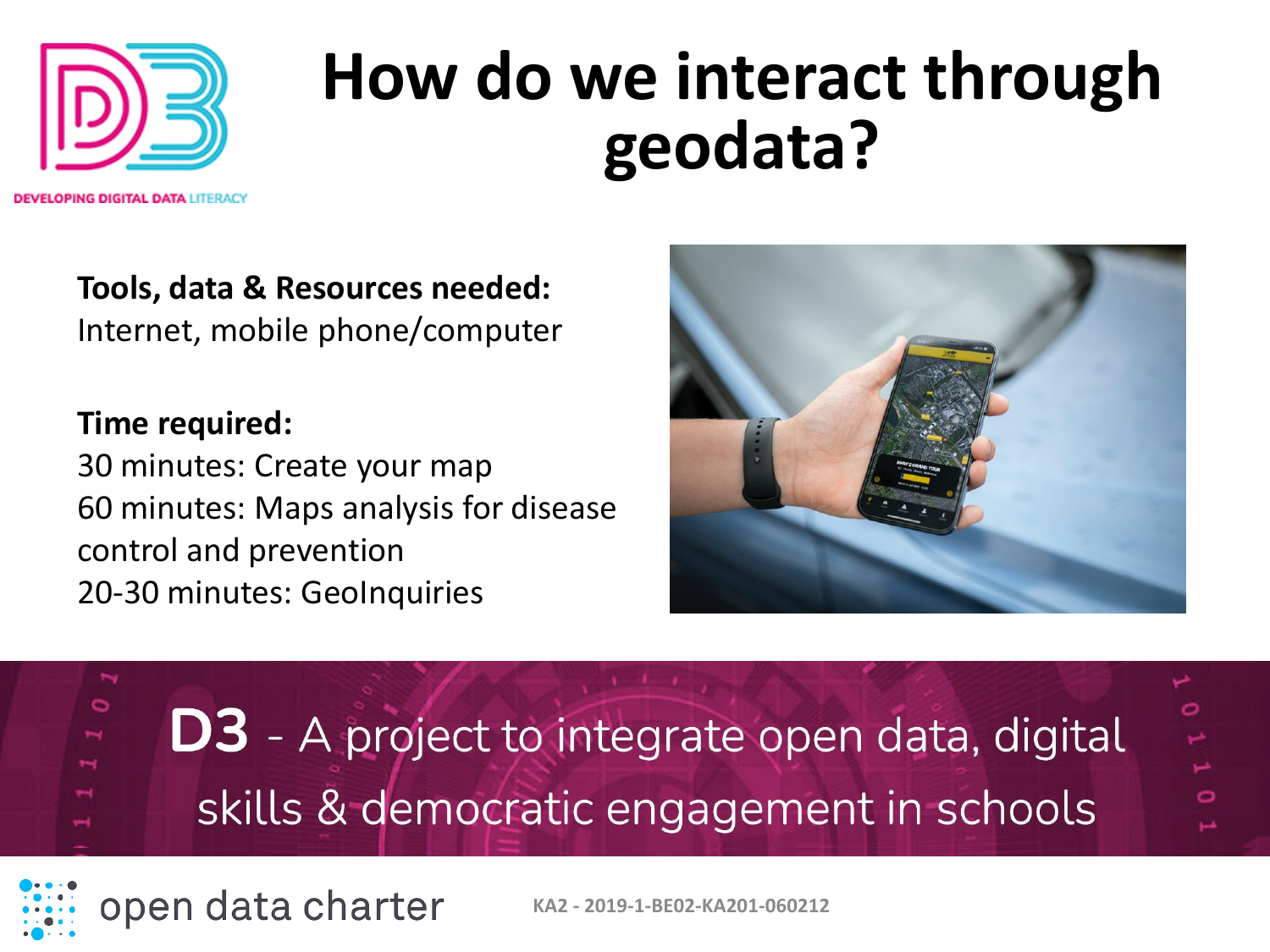# How do we interact through geodata?

**Tools, data & Resources needed:**
Internet, mobile phone/computer

**Time required:**
30 minutes: Create your map
60 minutes: Maps analysis for disease control and prevention
20-30 minutes: GeoInquiries

**D3** - A project to integrate open data, digital skills & democratic engagement in schools

open data charter

KA2 - 2019-1-BE02-KA201-060212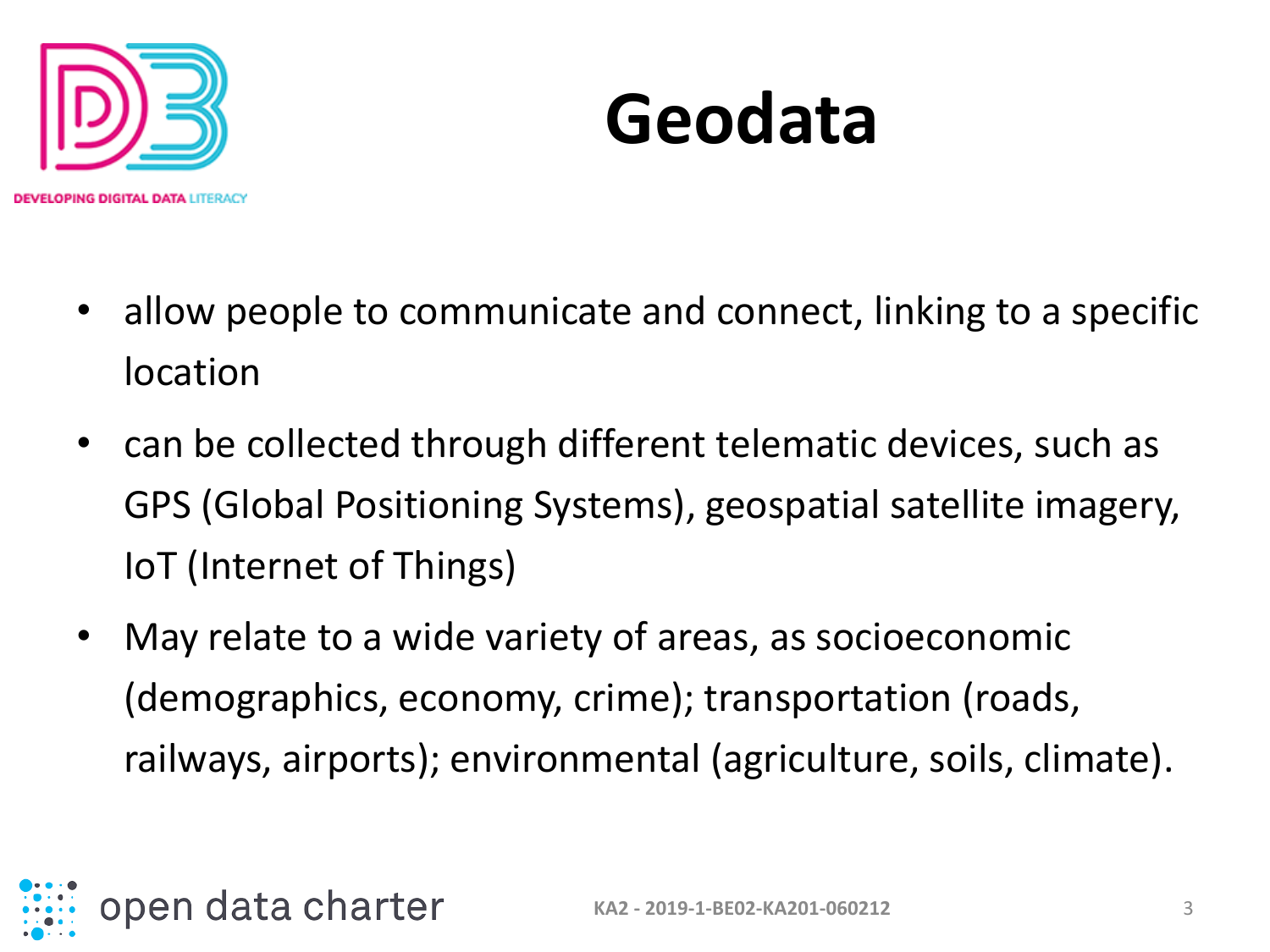# Geodata

- allow people to communicate and connect, linking to a specific location
- can be collected through different telematic devices, such as GPS (Global Positioning Systems), geospatial satellite imagery, IoT (Internet of Things)
- May relate to a wide variety of areas, as socioeconomic (demographics, economy, crime); transportation (roads, railways, airports); environmental (agriculture, soils, climate).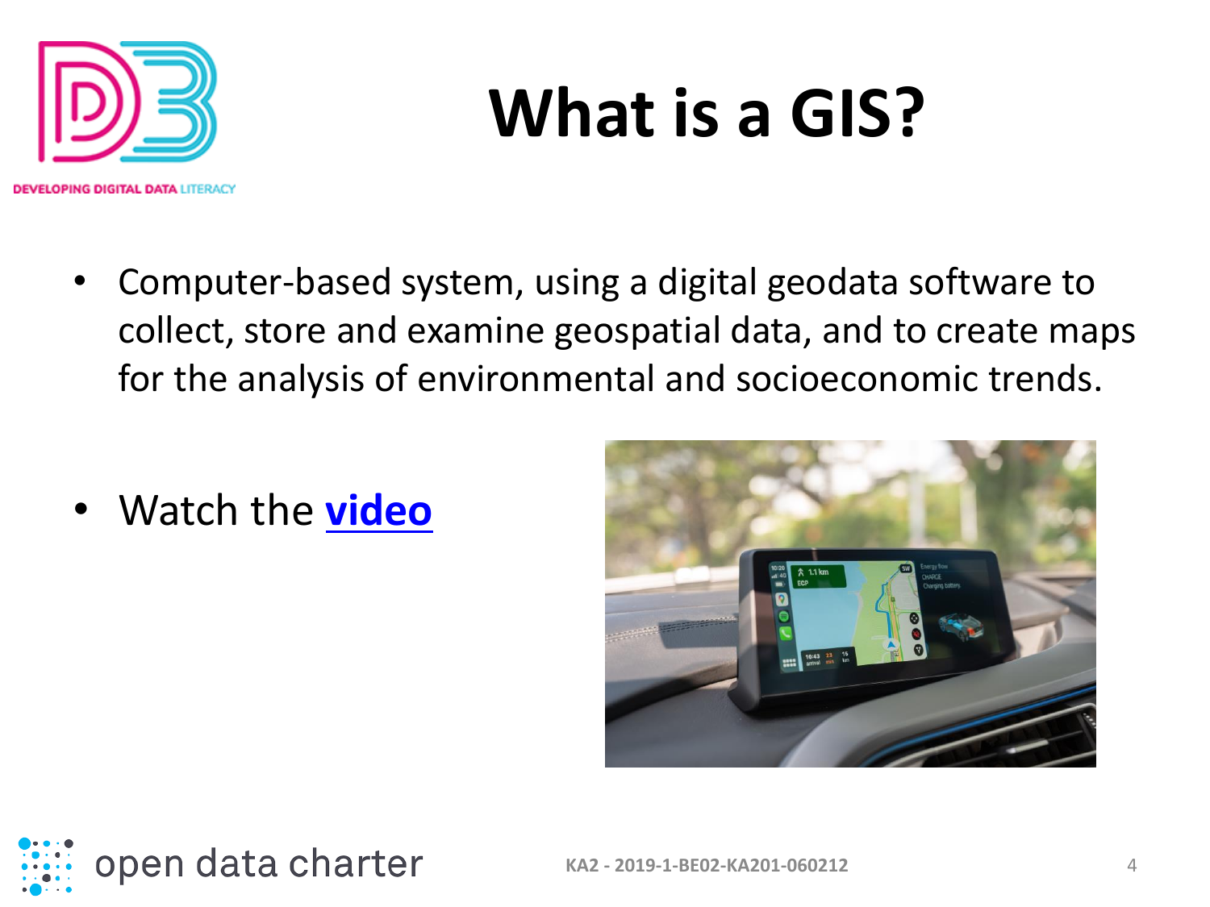# What is a GIS?

- Computer-based system, using a digital geodata software to collect, store and examine geospatial data, and to create maps for the analysis of environmental and socioeconomic trends.

- Watch the **video**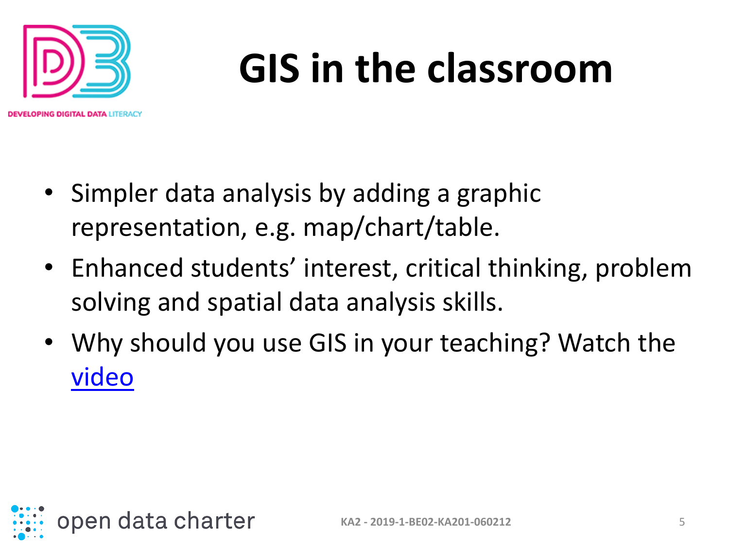# GIS in the classroom

- Simpler data analysis by adding a graphic representation, e.g. map/chart/table.
- Enhanced students' interest, critical thinking, problem solving and spatial data analysis skills.
- Why should you use GIS in your teaching? Watch the video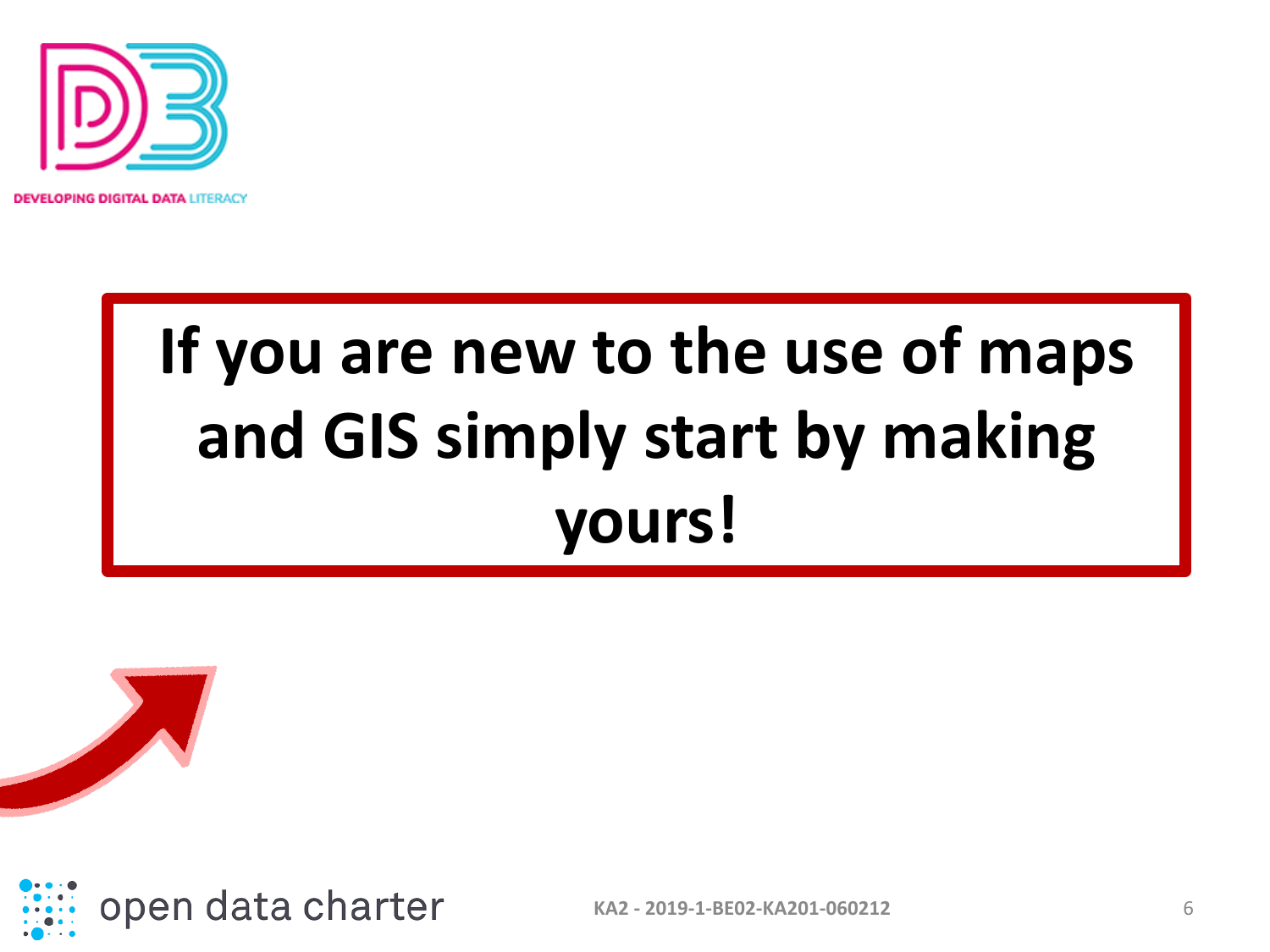**If you are new to the use of maps and GIS simply start by making yours!**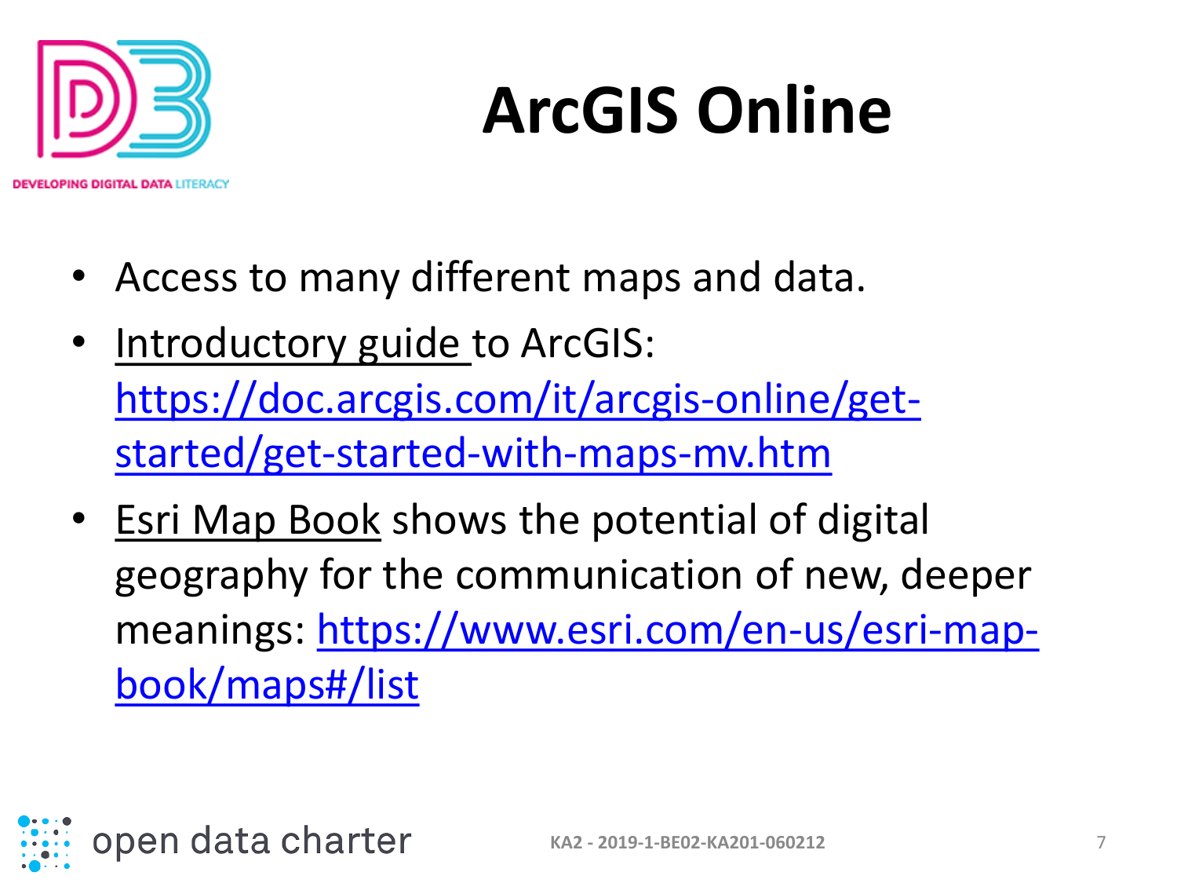# ArcGIS Online

- Access to many different maps and data.
- Introductory guide to ArcGIS: [https://doc.arcgis.com/it/arcgis-online/get-started/get-started-with-maps-mv.htm](https://doc.arcgis.com/it/arcgis-online/get-started/get-started-with-maps-mv.htm)
- Esri Map Book shows the potential of digital geography for the communication of new, deeper meanings: [https://www.esri.com/en-us/esri-map-book/maps#/list](https://www.esri.com/en-us/esri-map-book/maps#/list)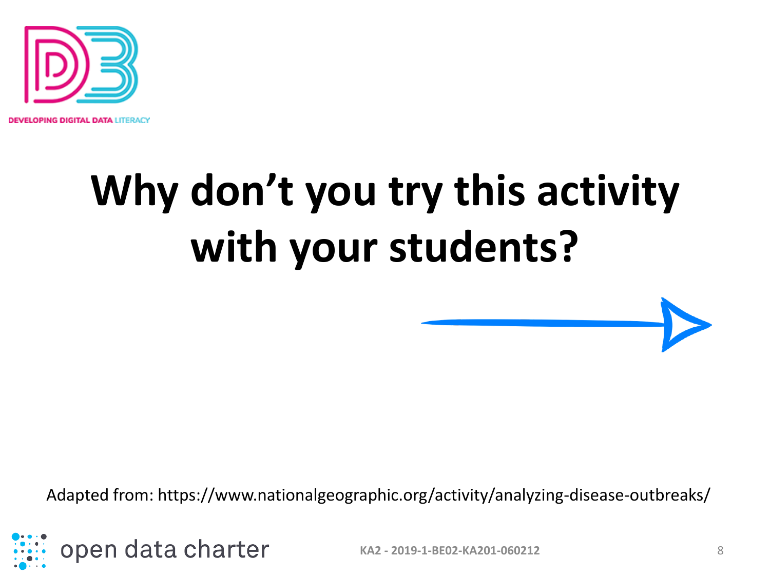# Why don't you try this activity with your students?

Adapted from: https://www.nationalgeographic.org/activity/analyzing-disease-outbreaks/

KA2 - 2019-1-BE02-KA201-060212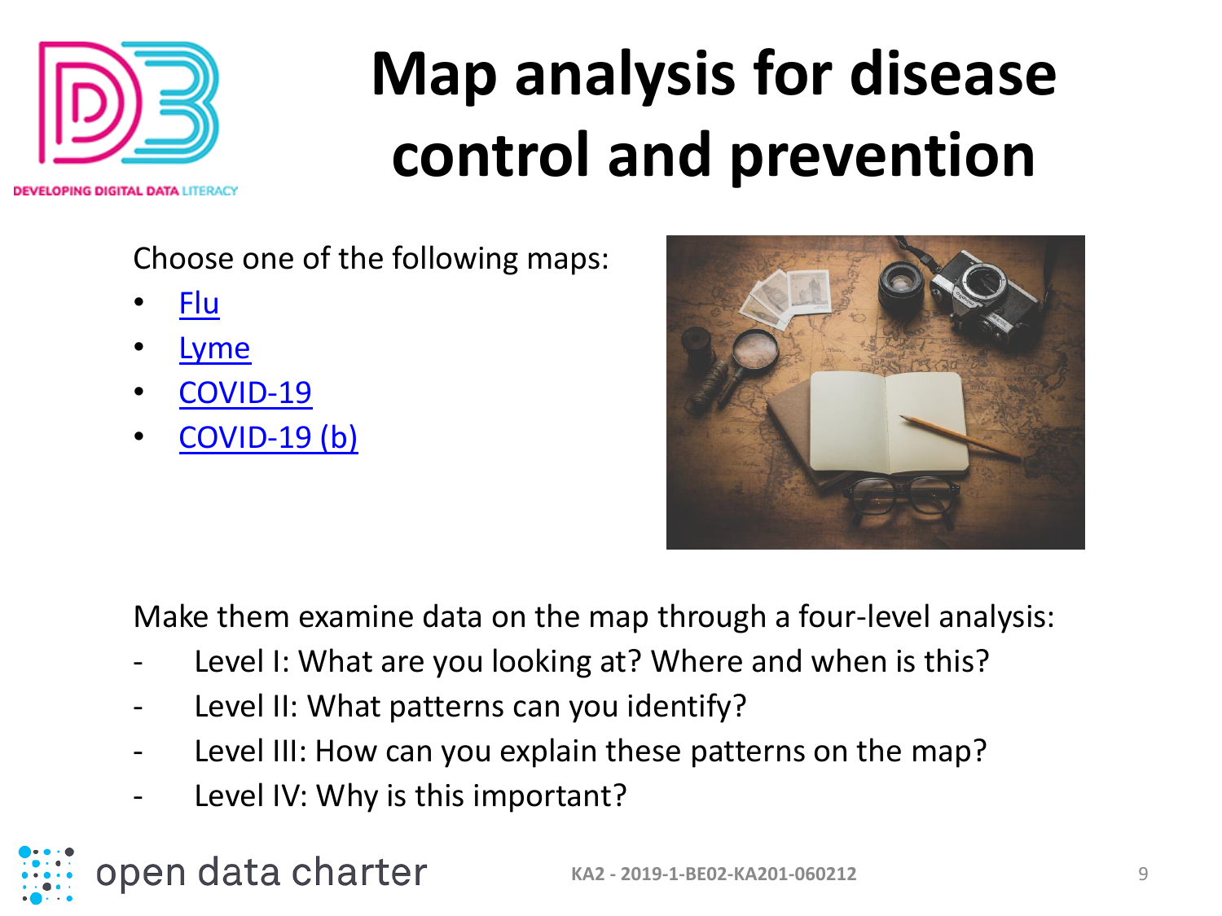# Map analysis for disease control and prevention

Choose one of the following maps:

- Flu
- Lyme
- COVID-19
- COVID-19 (b)

Make them examine data on the map through a four-level analysis:

- Level I: What are you looking at? Where and when is this?
- Level II: What patterns can you identify?
- Level III: How can you explain these patterns on the map?
- Level IV: Why is this important?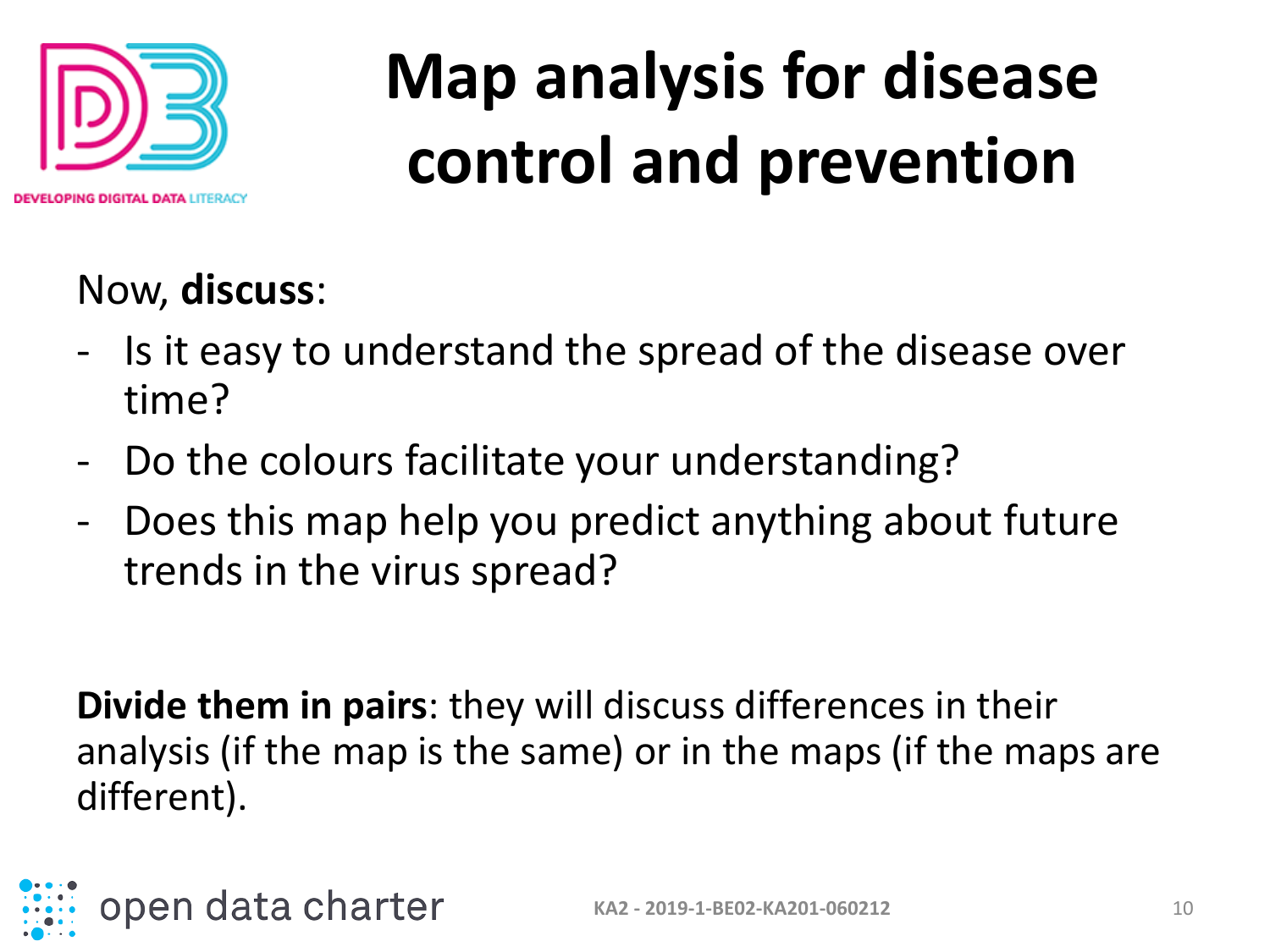# Map analysis for disease control and prevention

Now, **discuss**:

- Is it easy to understand the spread of the disease over time?
- Do the colours facilitate your understanding?
- Does this map help you predict anything about future trends in the virus spread?

**Divide them in pairs**: they will discuss differences in their analysis (if the map is the same) or in the maps (if the maps are different).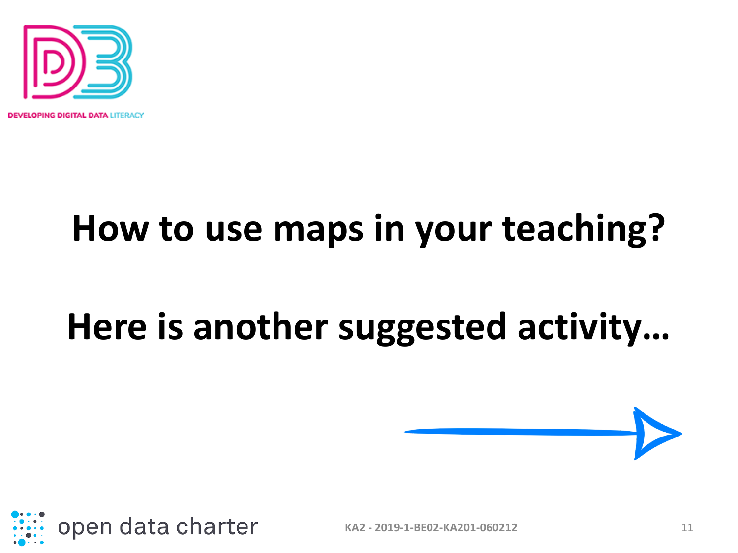# How to use maps in your teaching?

# Here is another suggested activity…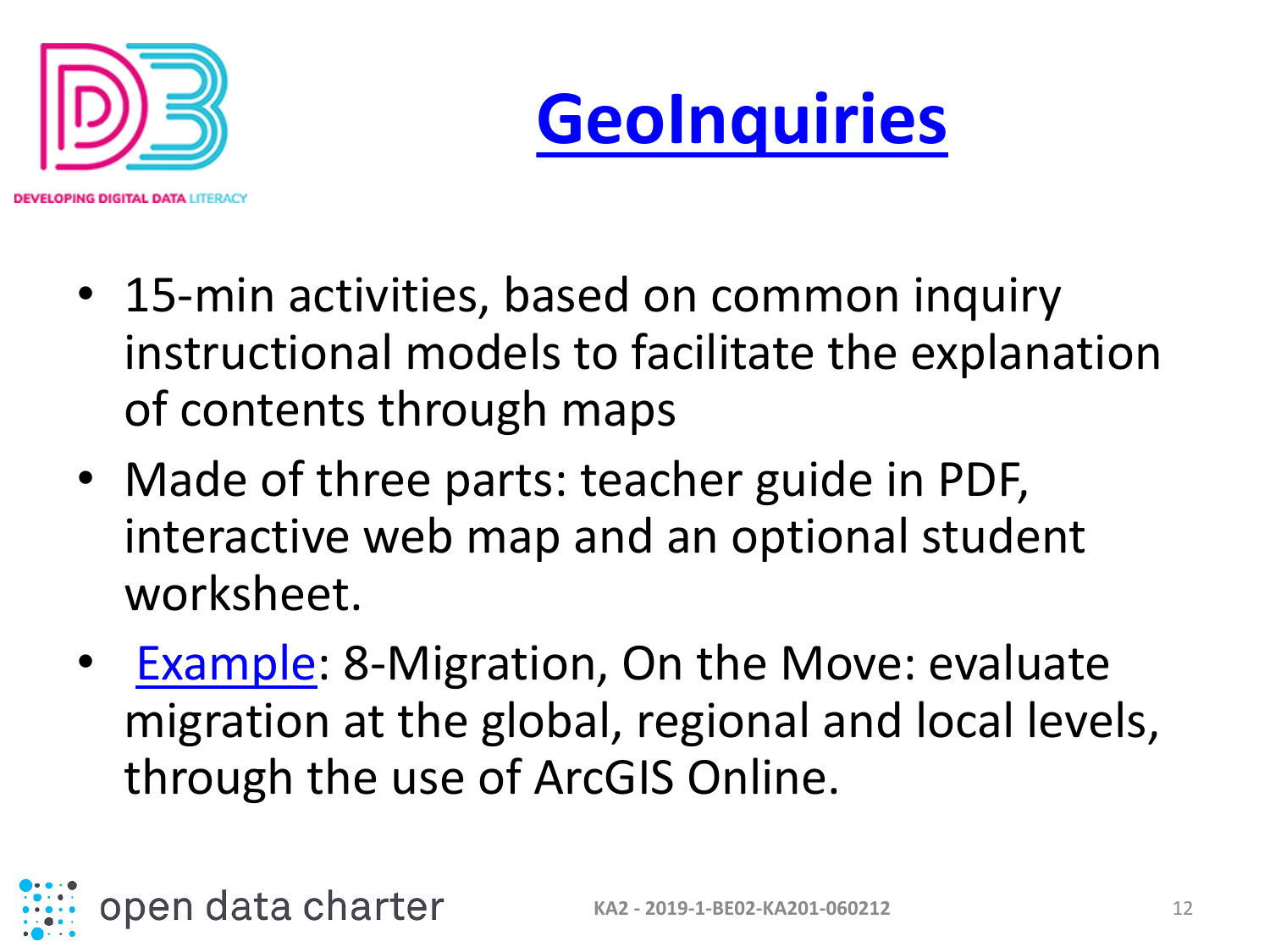# GeoInquiries

- 15-min activities, based on common inquiry instructional models to facilitate the explanation of contents through maps
- Made of three parts: teacher guide in PDF, interactive web map and an optional student worksheet.
- Example: 8-Migration, On the Move: evaluate migration at the global, regional and local levels, through the use of ArcGIS Online.